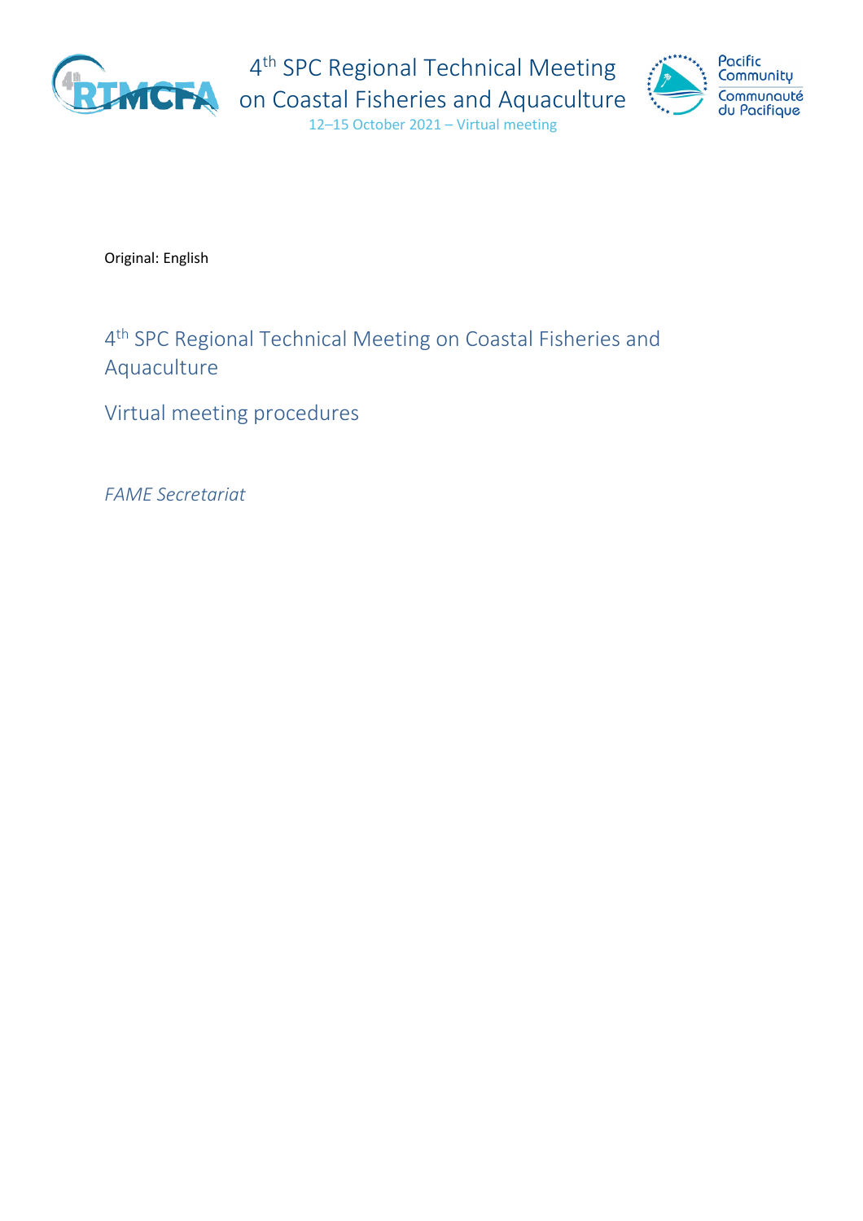Original: English

# 4th SPC Regional Technical Meeting on Coastal Fisheries and Aquaculture

## Virtual meeting procedures

*FAME Secretariat*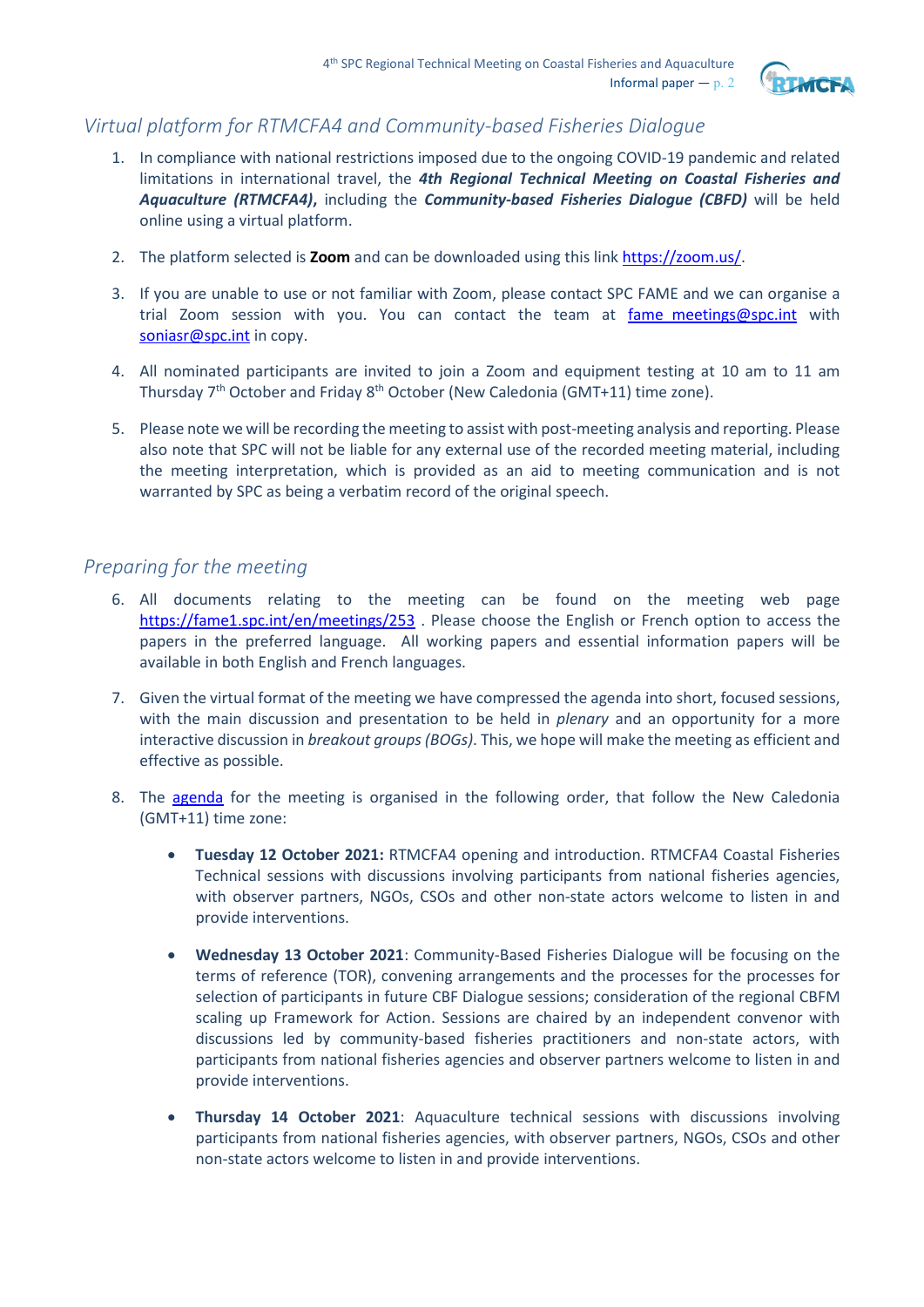## *Virtual platform for RTMCFA4 and Community-based Fisheries Dialogue*

1. In compliance with national restrictions imposed due to the ongoing COVID-19 pandemic and related limitations in international travel, the ***4th Regional Technical Meeting on Coastal Fisheries and Aquaculture (RTMCFA4)***, including the ***Community-based Fisheries Dialogue (CBFD)*** will be held online using a virtual platform.

2. The platform selected is **Zoom** and can be downloaded using this link https://zoom.us/.

3. If you are unable to use or not familiar with Zoom, please contact SPC FAME and we can organise a trial Zoom session with you. You can contact the team at fame_meetings@spc.int with soniasr@spc.int in copy.

4. All nominated participants are invited to join a Zoom and equipment testing at 10 am to 11 am Thursday 7th October and Friday 8th October (New Caledonia (GMT+11) time zone).

5. Please note we will be recording the meeting to assist with post-meeting analysis and reporting. Please also note that SPC will not be liable for any external use of the recorded meeting material, including the meeting interpretation, which is provided as an aid to meeting communication and is not warranted by SPC as being a verbatim record of the original speech.

## *Preparing for the meeting*

6. All documents relating to the meeting can be found on the meeting web page https://fame1.spc.int/en/meetings/253 . Please choose the English or French option to access the papers in the preferred language. All working papers and essential information papers will be available in both English and French languages.

7. Given the virtual format of the meeting we have compressed the agenda into short, focused sessions, with the main discussion and presentation to be held in *plenary* and an opportunity for a more interactive discussion in *breakout groups (BOGs)*. This, we hope will make the meeting as efficient and effective as possible.

8. The agenda for the meeting is organised in the following order, that follow the New Caledonia (GMT+11) time zone:

   - **Tuesday 12 October 2021:** RTMCFA4 opening and introduction. RTMCFA4 Coastal Fisheries Technical sessions with discussions involving participants from national fisheries agencies, with observer partners, NGOs, CSOs and other non-state actors welcome to listen in and provide interventions.

   - **Wednesday 13 October 2021**: Community-Based Fisheries Dialogue will be focusing on the terms of reference (TOR), convening arrangements and the processes for the processes for selection of participants in future CBF Dialogue sessions; consideration of the regional CBFM scaling up Framework for Action. Sessions are chaired by an independent convenor with discussions led by community-based fisheries practitioners and non-state actors, with participants from national fisheries agencies and observer partners welcome to listen in and provide interventions.

   - **Thursday 14 October 2021**: Aquaculture technical sessions with discussions involving participants from national fisheries agencies, with observer partners, NGOs, CSOs and other non-state actors welcome to listen in and provide interventions.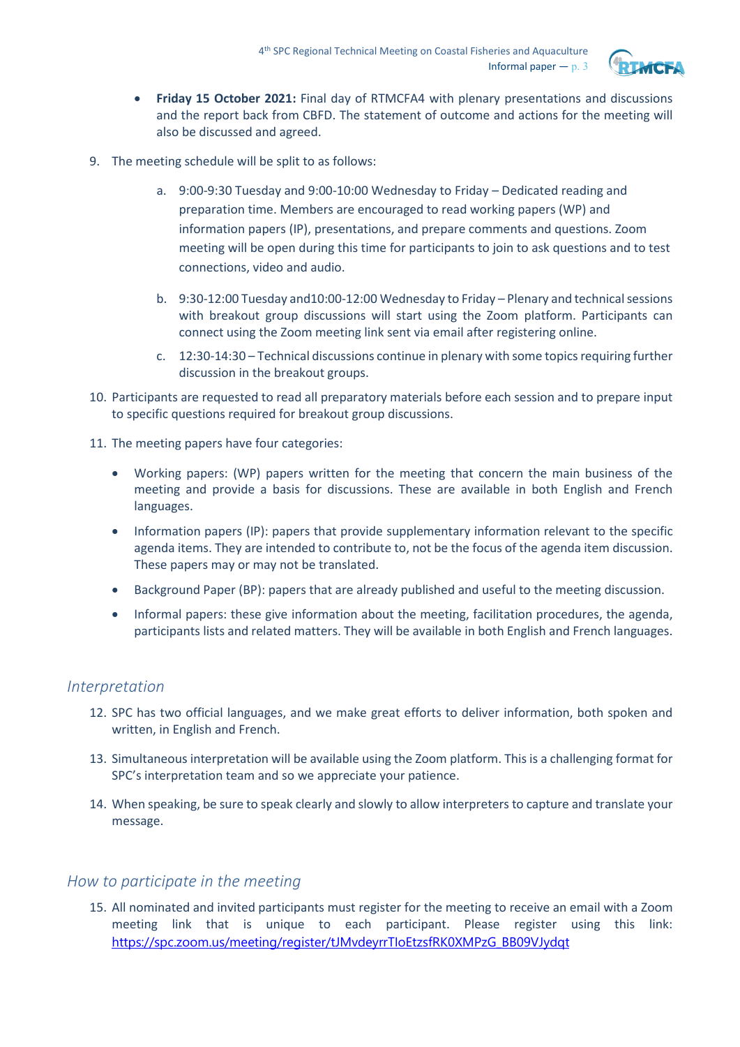- **Friday 15 October 2021:** Final day of RTMCFA4 with plenary presentations and discussions and the report back from CBFD. The statement of outcome and actions for the meeting will also be discussed and agreed.

9. The meeting schedule will be split to as follows:

    a. 9:00-9:30 Tuesday and 9:00-10:00 Wednesday to Friday – Dedicated reading and preparation time. Members are encouraged to read working papers (WP) and information papers (IP), presentations, and prepare comments and questions. Zoom meeting will be open during this time for participants to join to ask questions and to test connections, video and audio.

    b. 9:30-12:00 Tuesday and10:00-12:00 Wednesday to Friday – Plenary and technical sessions with breakout group discussions will start using the Zoom platform. Participants can connect using the Zoom meeting link sent via email after registering online.

    c. 12:30-14:30 – Technical discussions continue in plenary with some topics requiring further discussion in the breakout groups.

10. Participants are requested to read all preparatory materials before each session and to prepare input to specific questions required for breakout group discussions.

11. The meeting papers have four categories:

    - Working papers: (WP) papers written for the meeting that concern the main business of the meeting and provide a basis for discussions. These are available in both English and French languages.
    - Information papers (IP): papers that provide supplementary information relevant to the specific agenda items. They are intended to contribute to, not be the focus of the agenda item discussion. These papers may or may not be translated.
    - Background Paper (BP): papers that are already published and useful to the meeting discussion.
    - Informal papers: these give information about the meeting, facilitation procedures, the agenda, participants lists and related matters. They will be available in both English and French languages.

## *Interpretation*

12. SPC has two official languages, and we make great efforts to deliver information, both spoken and written, in English and French.

13. Simultaneous interpretation will be available using the Zoom platform. This is a challenging format for SPC's interpretation team and so we appreciate your patience.

14. When speaking, be sure to speak clearly and slowly to allow interpreters to capture and translate your message.

## *How to participate in the meeting*

15. All nominated and invited participants must register for the meeting to receive an email with a Zoom meeting link that is unique to each participant. Please register using this link: https://spc.zoom.us/meeting/register/tJMvdeyrrTIoEtzsfRK0XMPzG_BB09VJydqt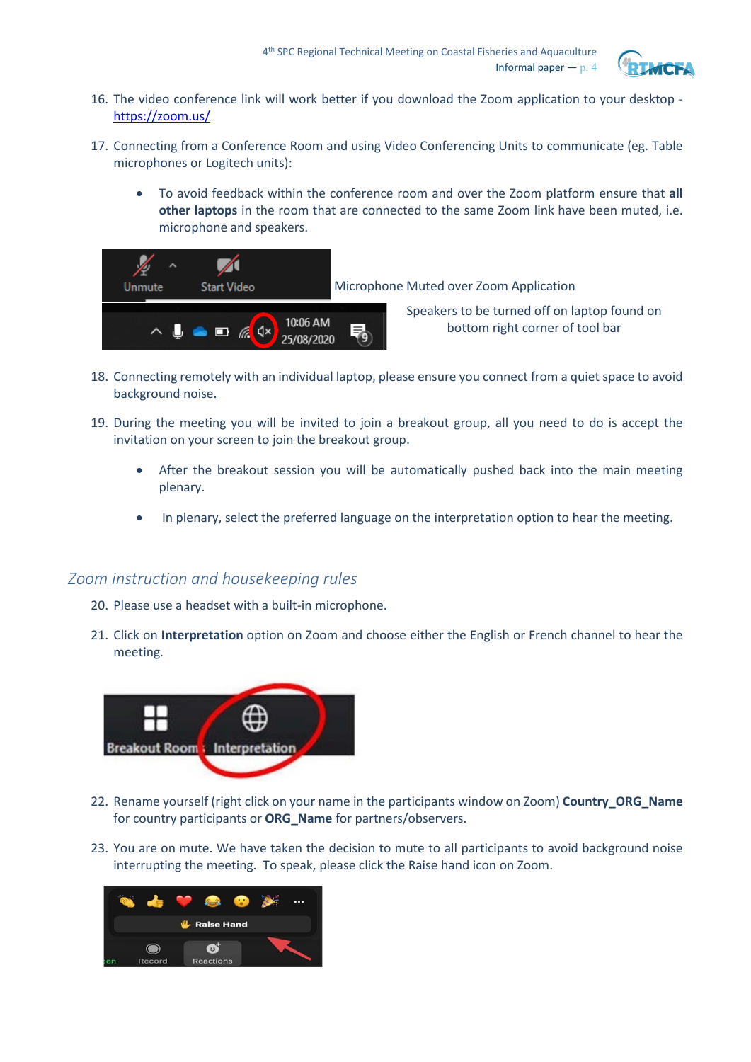16. The video conference link will work better if you download the Zoom application to your desktop - https://zoom.us/

17. Connecting from a Conference Room and using Video Conferencing Units to communicate (eg. Table microphones or Logitech units):

    - To avoid feedback within the conference room and over the Zoom platform ensure that **all other laptops** in the room that are connected to the same Zoom link have been muted, i.e. microphone and speakers.

Microphone Muted over Zoom Application

Speakers to be turned off on laptop found on bottom right corner of tool bar

18. Connecting remotely with an individual laptop, please ensure you connect from a quiet space to avoid background noise.

19. During the meeting you will be invited to join a breakout group, all you need to do is accept the invitation on your screen to join the breakout group.

    - After the breakout session you will be automatically pushed back into the main meeting plenary.
    - In plenary, select the preferred language on the interpretation option to hear the meeting.

## *Zoom instruction and housekeeping rules*

20. Please use a headset with a built-in microphone.

21. Click on **Interpretation** option on Zoom and choose either the English or French channel to hear the meeting.

22. Rename yourself (right click on your name in the participants window on Zoom) **Country_ORG_Name** for country participants or **ORG_Name** for partners/observers.

23. You are on mute. We have taken the decision to mute to all participants to avoid background noise interrupting the meeting. To speak, please click the Raise hand icon on Zoom.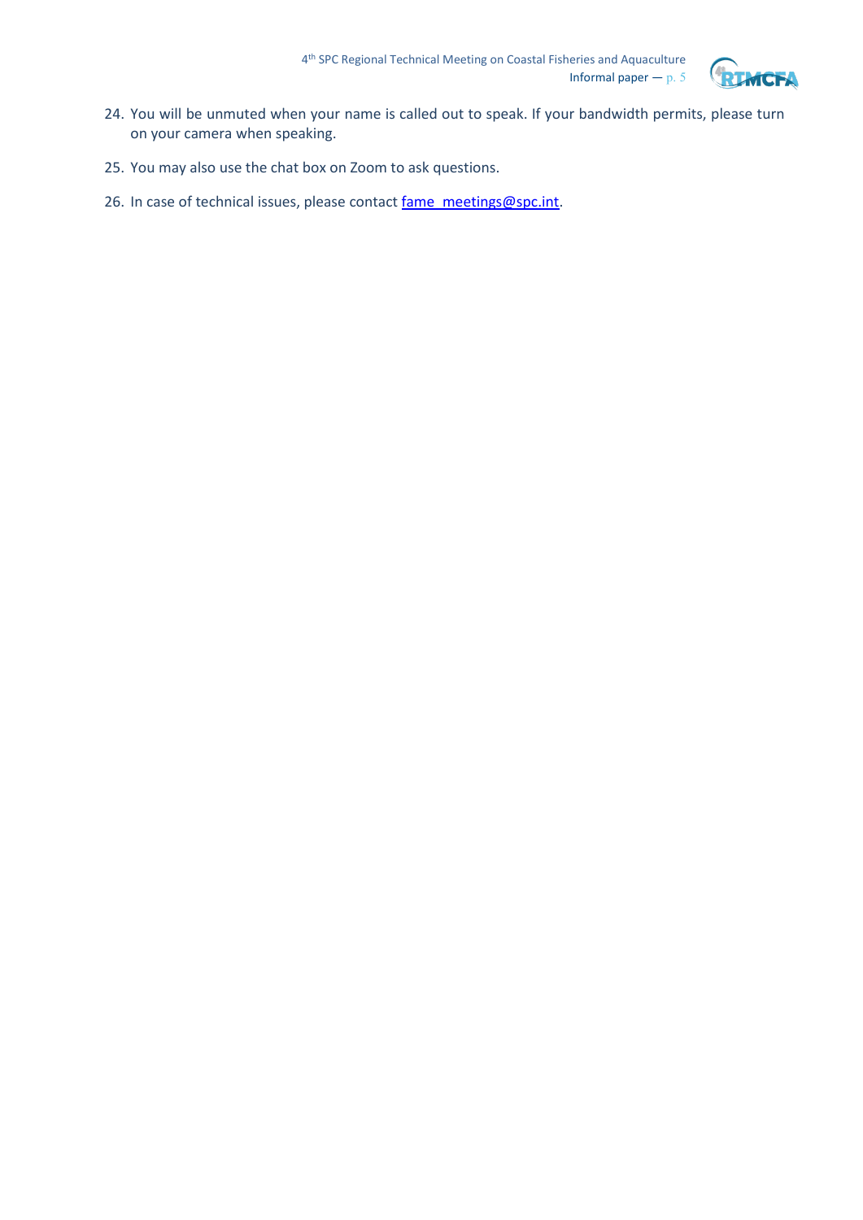24. You will be unmuted when your name is called out to speak. If your bandwidth permits, please turn on your camera when speaking.

25. You may also use the chat box on Zoom to ask questions.

26. In case of technical issues, please contact fame_meetings@spc.int.